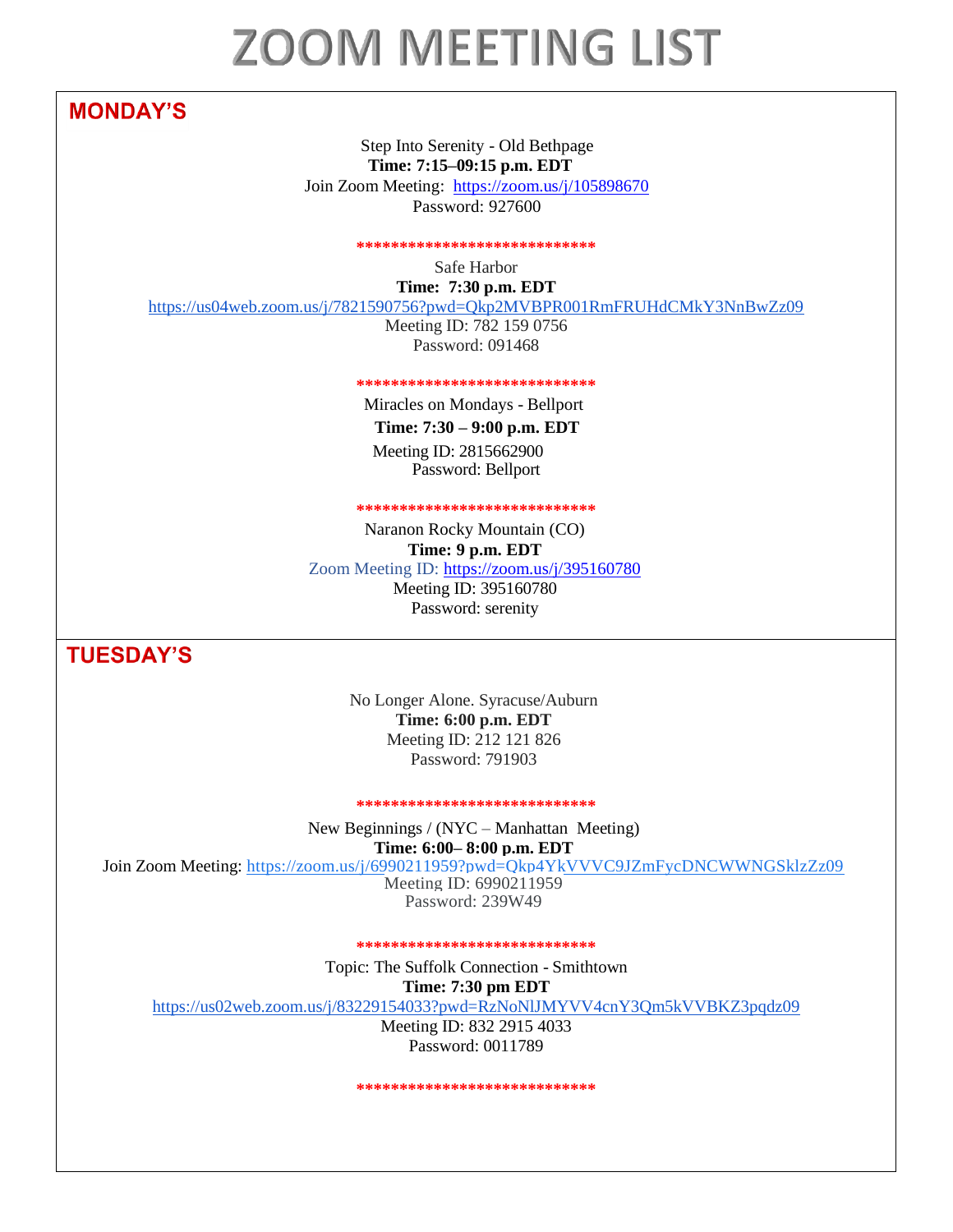# ZOOM MEETING LIST

## MONDAY'S

Step Into Serenity - Old Bethpage
**Time: 7:15–09:15 p.m. EDT**
Join Zoom Meeting: https://zoom.us/j/105898670
Password: 927600

*****************************

Safe Harbor
**Time: 7:30 p.m. EDT**
https://us04web.zoom.us/j/7821590756?pwd=Qkp2MVBPR001RmFRUHdCMkY3NnBwZz09
Meeting ID: 782 159 0756
Password: 091468

*****************************

Miracles on Mondays - Bellport
**Time: 7:30 – 9:00 p.m. EDT**
Meeting ID: 2815662900
Password: Bellport

*****************************

Naranon Rocky Mountain (CO)
**Time: 9 p.m. EDT**
Zoom Meeting ID: https://zoom.us/j/395160780
Meeting ID: 395160780
Password: serenity

## TUESDAY'S

No Longer Alone. Syracuse/Auburn
**Time: 6:00 p.m. EDT**
Meeting ID: 212 121 826
Password: 791903

*****************************

New Beginnings / (NYC – Manhattan Meeting)
**Time: 6:00– 8:00 p.m. EDT**
Join Zoom Meeting: https://zoom.us/j/6990211959?pwd=Qkp4YkVVVC9JZmFycDNCWWNGSklzZz09
Meeting ID: 6990211959
Password: 239W49

*****************************

Topic: The Suffolk Connection - Smithtown
**Time: 7:30 pm EDT**
https://us02web.zoom.us/j/83229154033?pwd=RzNoNlJMYVV4cnY3Qm5kVVBKZ3pqdz09
Meeting ID: 832 2915 4033
Password: 0011789

*****************************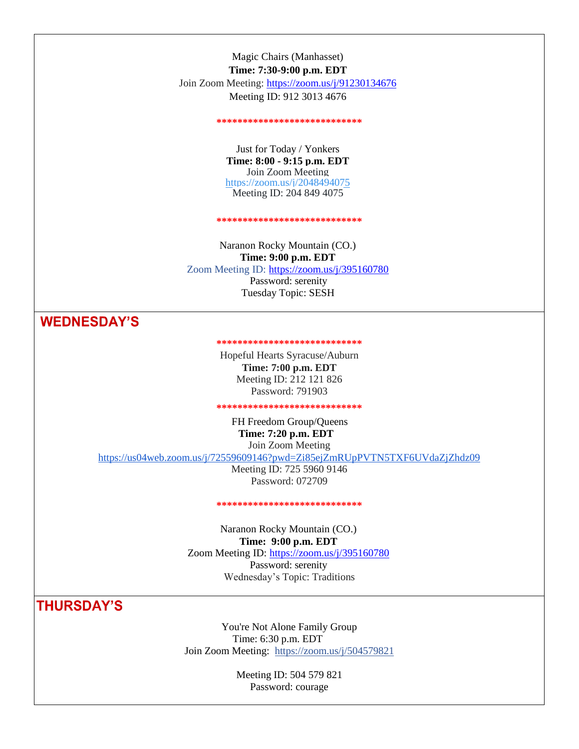Magic Chairs (Manhasset)
**Time: 7:30-9:00 p.m. EDT**
Join Zoom Meeting: https://zoom.us/j/91230134676
Meeting ID: 912 3013 4676

****************************

Just for Today / Yonkers
**Time: 8:00 - 9:15 p.m. EDT**
Join Zoom Meeting
https://zoom.us/j/2048494075
Meeting ID: 204 849 4075

****************************

Naranon Rocky Mountain (CO.)
**Time: 9:00 p.m. EDT**
Zoom Meeting ID: https://zoom.us/j/395160780
Password: serenity
Tuesday Topic: SESH

## WEDNESDAY'S

****************************

Hopeful Hearts Syracuse/Auburn
**Time: 7:00 p.m. EDT**
Meeting ID: 212 121 826
Password: 791903

****************************

FH Freedom Group/Queens
**Time: 7:20 p.m. EDT**
Join Zoom Meeting
https://us04web.zoom.us/j/72559609146?pwd=Zi85ejZmRUpPVTN5TXF6UVdaZjZhdz09
Meeting ID: 725 5960 9146
Password: 072709

****************************

Naranon Rocky Mountain (CO.)
**Time: 9:00 p.m. EDT**
Zoom Meeting ID: https://zoom.us/j/395160780
Password: serenity
Wednesday's Topic: Traditions

## THURSDAY'S

You're Not Alone Family Group
Time: 6:30 p.m. EDT
Join Zoom Meeting: https://zoom.us/j/504579821

Meeting ID: 504 579 821
Password: courage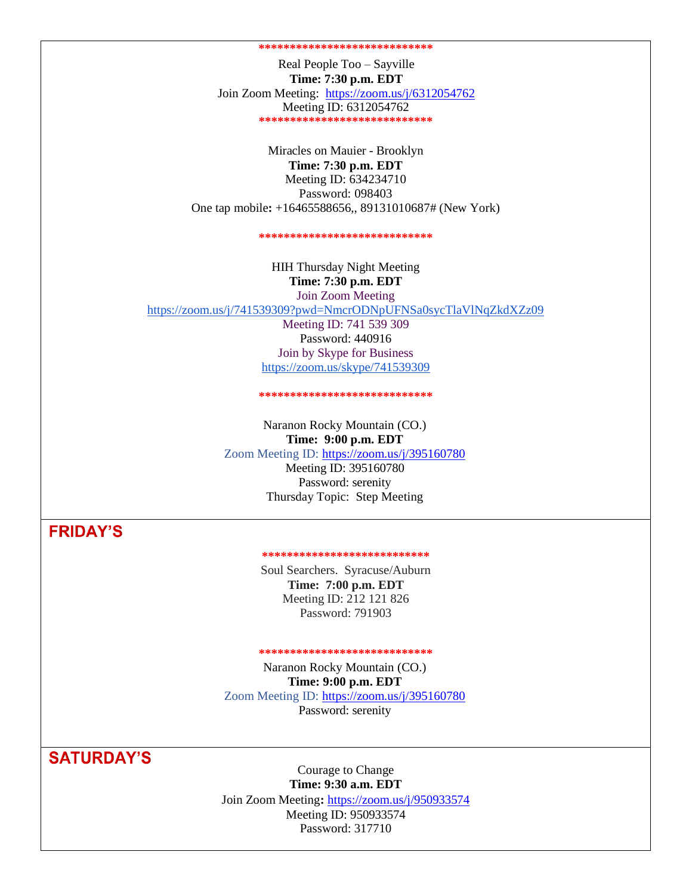****************************

Real People Too – Sayville
**Time: 7:30 p.m. EDT**
Join Zoom Meeting: https://zoom.us/j/6312054762
Meeting ID: 6312054762

****************************

Miracles on Mauier - Brooklyn
**Time: 7:30 p.m. EDT**
Meeting ID: 634234710
Password: 098403
One tap mobile**:** +16465588656,, 89131010687# (New York)

****************************

HIH Thursday Night Meeting
**Time: 7:30 p.m. EDT**
Join Zoom Meeting
https://zoom.us/j/741539309?pwd=NmcrODNpUFNSa0sycTlaVlNqZkdXZz09
Meeting ID: 741 539 309
Password: 440916
Join by Skype for Business
https://zoom.us/skype/741539309

****************************

Naranon Rocky Mountain (CO.)
**Time: 9:00 p.m. EDT**
Zoom Meeting ID: https://zoom.us/j/395160780
Meeting ID: 395160780
Password: serenity
Thursday Topic: Step Meeting

## FRIDAY'S

***************************

Soul Searchers. Syracuse/Auburn
**Time: 7:00 p.m. EDT**
Meeting ID: 212 121 826
Password: 791903

****************************

Naranon Rocky Mountain (CO.)
**Time: 9:00 p.m. EDT**
Zoom Meeting ID: https://zoom.us/j/395160780
Password: serenity

## SATURDAY'S

Courage to Change
**Time: 9:30 a.m. EDT**
Join Zoom Meeting**:** https://zoom.us/j/950933574
Meeting ID: 950933574
Password: 317710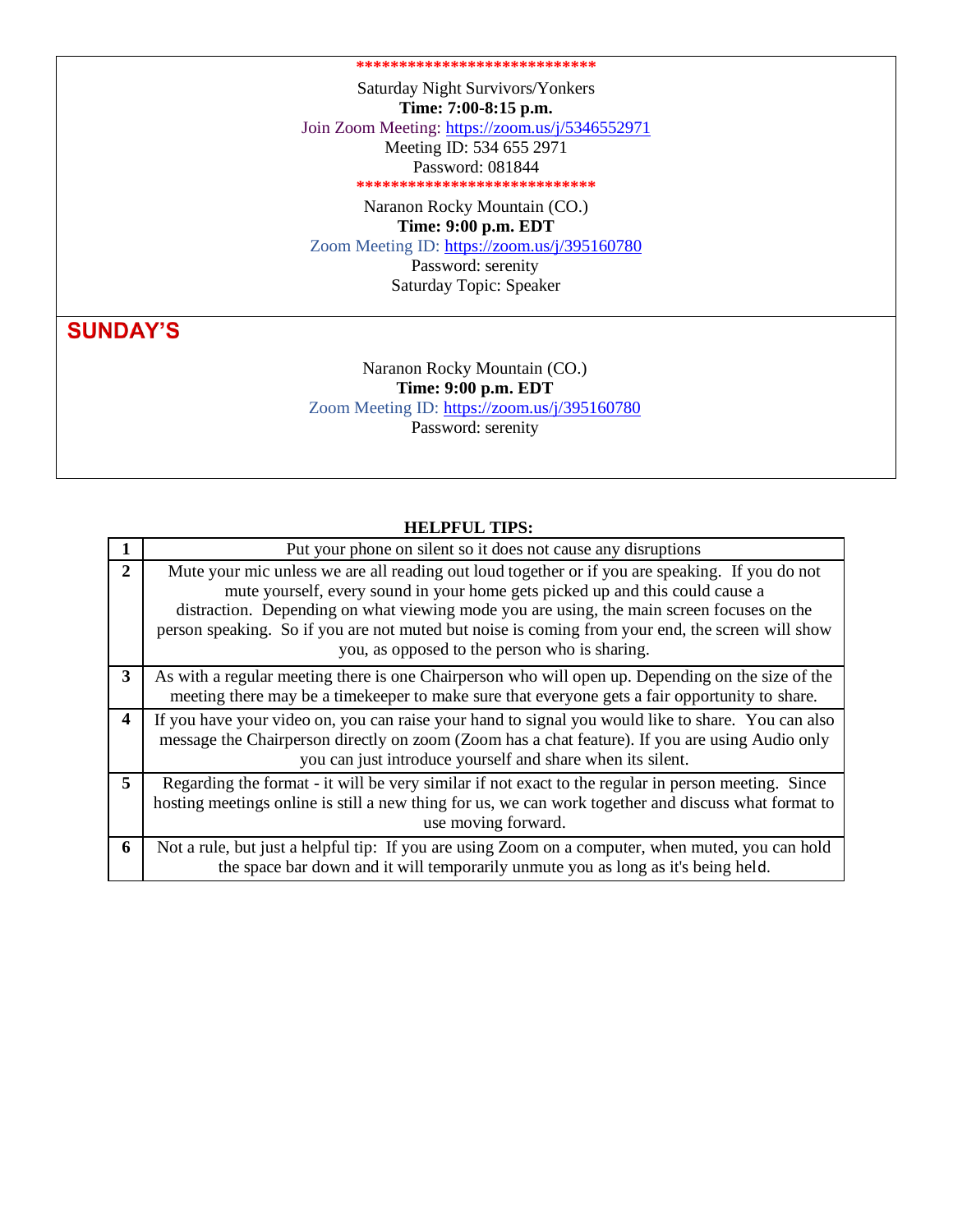****************************

Saturday Night Survivors/Yonkers
**Time: 7:00-8:15 p.m.**
Join Zoom Meeting: https://zoom.us/j/5346552971
Meeting ID: 534 655 2971
Password: 081844

****************************

Naranon Rocky Mountain (CO.)
**Time: 9:00 p.m. EDT**
Zoom Meeting ID: https://zoom.us/j/395160780
Password: serenity
Saturday Topic: Speaker

## SUNDAY'S

Naranon Rocky Mountain (CO.)
**Time: 9:00 p.m. EDT**
Zoom Meeting ID: https://zoom.us/j/395160780
Password: serenity

**HELPFUL TIPS:**

| | |
|---|---|
| **1** | Put your phone on silent so it does not cause any disruptions |
| **2** | Mute your mic unless we are all reading out loud together or if you are speaking. If you do not mute yourself, every sound in your home gets picked up and this could cause a distraction. Depending on what viewing mode you are using, the main screen focuses on the person speaking. So if you are not muted but noise is coming from your end, the screen will show you, as opposed to the person who is sharing. |
| **3** | As with a regular meeting there is one Chairperson who will open up. Depending on the size of the meeting there may be a timekeeper to make sure that everyone gets a fair opportunity to share. |
| **4** | If you have your video on, you can raise your hand to signal you would like to share. You can also message the Chairperson directly on zoom (Zoom has a chat feature). If you are using Audio only you can just introduce yourself and share when its silent. |
| **5** | Regarding the format - it will be very similar if not exact to the regular in person meeting. Since hosting meetings online is still a new thing for us, we can work together and discuss what format to use moving forward. |
| **6** | Not a rule, but just a helpful tip: If you are using Zoom on a computer, when muted, you can hold the space bar down and it will temporarily unmute you as long as it's being held. |